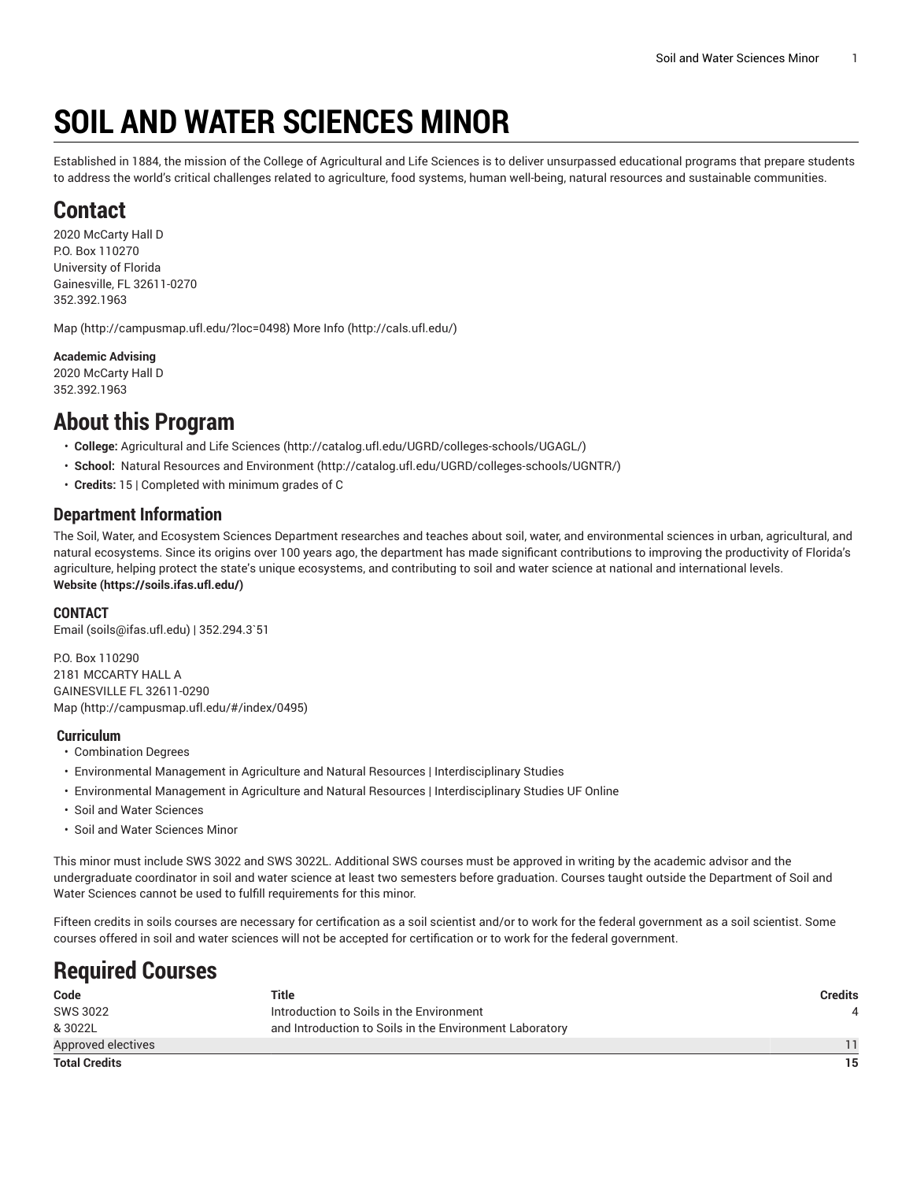# SOIL AND WATER SCIENCES MINOR

Established in 1884, the mission of the College of Agricultural and Life Sciences is to deliver unsurpassed educational programs that prepare students to address the world's critical challenges related to agriculture, food systems, human well-being, natural resources and sustainable communities.

## Contact

2020 McCarty Hall D
P.O. Box 110270
University of Florida
Gainesville, FL 32611-0270
352.392.1963

Map (http://campusmap.ufl.edu/?loc=0498) More Info (http://cals.ufl.edu/)

**Academic Advising**
2020 McCarty Hall D
352.392.1963

## About this Program

- **College:** Agricultural and Life Sciences (http://catalog.ufl.edu/UGRD/colleges-schools/UGAGL/)
- **School:** Natural Resources and Environment (http://catalog.ufl.edu/UGRD/colleges-schools/UGNTR/)
- **Credits:** 15 | Completed with minimum grades of C

### Department Information

The Soil, Water, and Ecosystem Sciences Department researches and teaches about soil, water, and environmental sciences in urban, agricultural, and natural ecosystems. Since its origins over 100 years ago, the department has made significant contributions to improving the productivity of Florida's agriculture, helping protect the state's unique ecosystems, and contributing to soil and water science at national and international levels.
**Website (https://soils.ifas.ufl.edu/)**

#### CONTACT

Email (soils@ifas.ufl.edu) | 352.294.3`51

P.O. Box 110290
2181 MCCARTY HALL A
GAINESVILLE FL 32611-0290
Map (http://campusmap.ufl.edu/#/index/0495)

#### Curriculum

- Combination Degrees
- Environmental Management in Agriculture and Natural Resources | Interdisciplinary Studies
- Environmental Management in Agriculture and Natural Resources | Interdisciplinary Studies UF Online
- Soil and Water Sciences
- Soil and Water Sciences Minor

This minor must include SWS 3022 and SWS 3022L. Additional SWS courses must be approved in writing by the academic advisor and the undergraduate coordinator in soil and water science at least two semesters before graduation. Courses taught outside the Department of Soil and Water Sciences cannot be used to fulfill requirements for this minor.

Fifteen credits in soils courses are necessary for certification as a soil scientist and/or to work for the federal government as a soil scientist. Some courses offered in soil and water sciences will not be accepted for certification or to work for the federal government.

## Required Courses

| Code | Title | Credits |
|---|---|---|
| SWS 3022<br>& 3022L | Introduction to Soils in the Environment<br>and Introduction to Soils in the Environment Laboratory | 4 |
| Approved electives | | 11 |
| **Total Credits** | | **15** |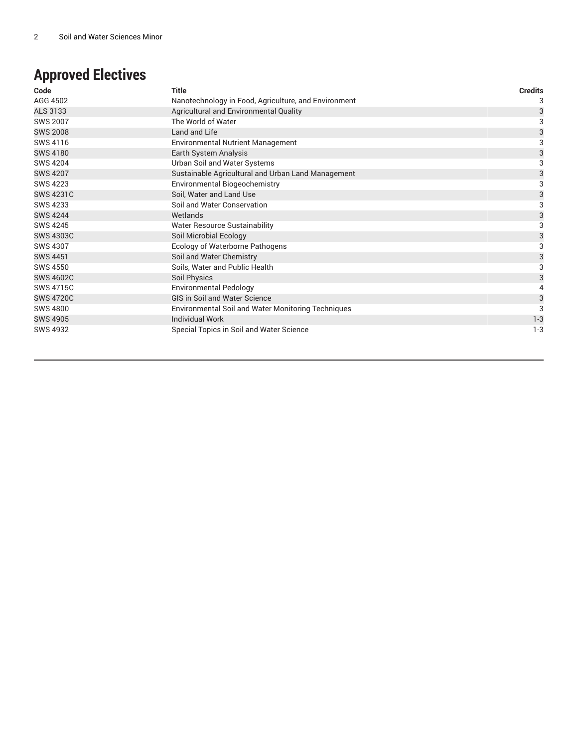## Approved Electives

| Code | Title | Credits |
|---|---|---|
| AGG 4502 | Nanotechnology in Food, Agriculture, and Environment | 3 |
| ALS 3133 | Agricultural and Environmental Quality | 3 |
| SWS 2007 | The World of Water | 3 |
| SWS 2008 | Land and Life | 3 |
| SWS 4116 | Environmental Nutrient Management | 3 |
| SWS 4180 | Earth System Analysis | 3 |
| SWS 4204 | Urban Soil and Water Systems | 3 |
| SWS 4207 | Sustainable Agricultural and Urban Land Management | 3 |
| SWS 4223 | Environmental Biogeochemistry | 3 |
| SWS 4231C | Soil, Water and Land Use | 3 |
| SWS 4233 | Soil and Water Conservation | 3 |
| SWS 4244 | Wetlands | 3 |
| SWS 4245 | Water Resource Sustainability | 3 |
| SWS 4303C | Soil Microbial Ecology | 3 |
| SWS 4307 | Ecology of Waterborne Pathogens | 3 |
| SWS 4451 | Soil and Water Chemistry | 3 |
| SWS 4550 | Soils, Water and Public Health | 3 |
| SWS 4602C | Soil Physics | 3 |
| SWS 4715C | Environmental Pedology | 4 |
| SWS 4720C | GIS in Soil and Water Science | 3 |
| SWS 4800 | Environmental Soil and Water Monitoring Techniques | 3 |
| SWS 4905 | Individual Work | 1-3 |
| SWS 4932 | Special Topics in Soil and Water Science | 1-3 |